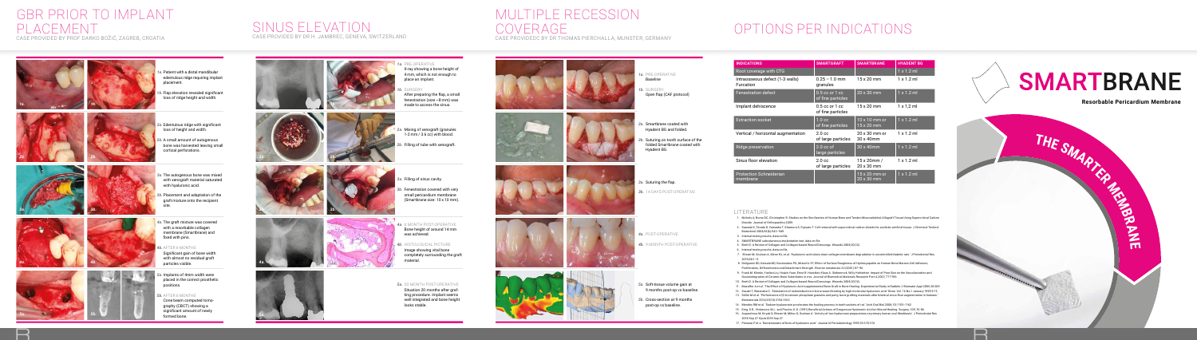# GBR PRIOR TO IMPLANT PLACEMENT

CASE PROVIDED BY PROF DARKO BOŽIĆ, ZAGREB, CROATIA

1a. Patient with a distal mandibular edentulous ridge requiring implant placement.

1b. Flap elevation revealed significant loss of ridge height and width.

2a. Edentulous ridge with significant loss of height and width.

2b. A small amount of autogenous bone was harvested leaving small cortical perforations.

3a. The autogenous bone was mixed with xenograft material saturated with hyaluronic acid.

3b. Placement and adaptation of the graft mixture onto the recipient site.

4a. The graft mixture was covered with a resorbable collagen membrane (Smartbrane) and fixed with pins.

4b. AFTER 6 MONTHS
Significant gain of bone width with almost no residual graft particles visible

5a. Implants of 4mm width were placed in the correct prosthetic positions.

5b. AFTER 6 MONTHS
Cone beam computed tomography (CBCT) showing a significant amount of newly formed bone.

# SINUS ELEVATION

CASE PROVIDED BY DR H. JAMBREC, GENEVA, SWITZERLAND

1a. PRE-OPERATIVE
X-ray showing a bone height of 4 mm, which is not enough to place an implant.

1b. SURGERY
After preparing the flap, a small fenestration (size ~8 mm) was made to access the sinus.

2a. Mixing of xenograft (granules 1-2 mm / 2.6 cc) with blood.

2b. Filling of tube with xenograft.

3a. Filling of sinus cavity.

3b. Fenestration covered with very small pericardium membrane (Smartbrane size: 10 x 10 mm).

4a. 6 MONTH POST-OPERATIVE
Bone height of around 14 mm was achieved.

4b. HISTOLOGICAL PICTURE
Image showing vital bone completely surrounding the graft material.

5a. 20 MONTH POST-OPERATIVE
Situation 20 months after grafting procedure. Implant seems well integrated and bone height looks stable.

# MULTIPLE RECESSION COVERAGE

CASE PROVIDEDC BY DR THOMAS PIERCHALLA, MUNSTER, GERMANY

1a. PRE-OPERATIVE
Baseline

1b. SURGERY
Open flap (CAF protocol)

2a. Smartbrane coated with Hyadent BG and folded.

2b. Suturing on tooth surface of the folded Smartbrane coated with Hyadent BG.

3a. Suturing the flap.

3b. 14 DAYS POST-OPERATIVE

4a. POST-OPERATIVE

4b. 9 MONTH POST-OPERATIVE

5a. Soft-tissue volume gain at 9 months post-op vs baseline

5b. Cross-section at 9 months post-op vs baseline.

# OPTIONS PER INDICATIONS

| INDICATIONS | SMARTGRAFT | SMARTBRANE | HYADENT BG |
|---|---|---|---|
| Root coverage with CTG | | | 1 x 1.2 ml |
| Intraosseous defect (1-3 walls) Furcation | 0.25 - 1.0 mm granules | 15 x 20 mm | 1 x 1.2 ml |
| Fenestration defect | 0.5 cc or 1 cc of fine particles | 20 x 30 mm | 1 x 1.2 ml |
| Implant dehiscence | 0.5 cc or 1 cc of fine particles | 15 x 20 mm | 1 x 1,2 ml |
| Extraction socket | 1.0 cc of fine particles | 10 x 10 mm or 15 x 20 mm | 1 x 1.2 ml |
| Vertical / horizontal augmentation | 2.0 cc of large particles | 20 x 30 mm or 30 x 40mm | 1 x 1.2 ml |
| Ridge preservation | 2.0 cc of large particles | 30 x 40mm | 1 x 1.2 ml |
| Sinus floor elevation | 2.0 cc of large particles | 15 x 20mm / 20 x 30 mm | 1 x 1.2 ml |
| Protection Schneiderian membrane | | 15 x 20 mm or 20 x 30 mm | 1 x 1.2 ml |

# SMARTBRANE

Resorbable Pericardium Membrane

THE SMARTER MEMBRANE

## LITERATURE

1. Nichols A, Burns DC, Christopher R. Studies on the Sterilization of Human Bone and Tendon Musculoskeletal Allograft Tissue Using Supercritical Carbon Dioxide. Journal of Orthopaedics 2009.
2. Sawada K, Terada D, Yamaoka T, Kitamura S, Fujisato T. Cell removal with supercritical carbon dioxide for acellular artificial tissue. J Chemical Technol Biotechnol 2008;83(6):943–949.
3. Internal testing results, data on file.
4. SMARTBRANE submucosa in-vivo bovine test, data on file.
5. Brett D. A Review of Collagen and Collagen-based Wound Dressings. Wounds 2008;20(12).
6. Internal testing results, data on file.
7. Sheikh M, Sodano A, Alkhan KL et al. Hyaluronic acid slows down collagen membrane degradation in uncontrolled diabetic rats. J Periodontal Res. 2015;50:1–9.
8. Deligianni DD, Katsala ND, Koutsoukos PG, Missirlis YF. Effect of Surface Roughness of Hydroxyapatite on Human Bone Marrow Cell Adhesion, Proliferation, Differentiation and Detachment Strength. Biomaterials 22 (2001) 87–96.
9. Frank M, Klenke, Yuelian Liu, Huipin Yuan, Ernst B. Hunziker, Klaus A. Siebenrock, Willy Hofstetter. Impact of Pore Size on the Vascularization and Osseointegration of Ceramic Bone Substitutes in vivo. Journal of Biomedical Materials Research Part A 2007, 777-786.
10. Brett D. A Review of Collagen and Collagen-based Wound Dressings. Wounds 2008;20(12).
11. Mendes RM, Silva GA, et al. The Effect of Hyaluronic Acid supplemented Bone Graft in Bone Healing: Experimental Study in Rabbits. J Biomater Appl 2008;20:305.
12. Sasaki T, Watanabe C. Stimulation of osteoinduction in bone wound healing by high-molecular hyaluronic acid. Bone Vol. 16 No.1 January 1995:9-15.
13. Stiller M et al. Performance of β-tricalcium phosphate granules and putty bone grafting materials after bilateral sinus floor augmentation in humans. Biomaterials 2014;35(10):3154-3163.
14. Mendes RM et al. "Sodium hyaluronate accelerates the healing process in tooth sockets of rat". Arch Oral Biol 2008; 53:1155–1162.
15. King, S.R., Hickerson, W.L. and Proctor, K.G. (1991) Beneficial Actions of Exogenous Hyaluronic Acid on Wound Healing. Surgery, 109, 76-84.
16. Asparuhova M, Kiryak D, Eliezer M, Mihov D, Sculean A. "Activity of two hyaluronan preparations on primary human oral fibroblasts". J Periodontal Res. 2019 Sep 27 Epub 2019 Sep 27.
17. Pirnazar P et al. "Bacteriostatic effects of hyaluronic acid". Journal of Periodontology 1999;70:370-374.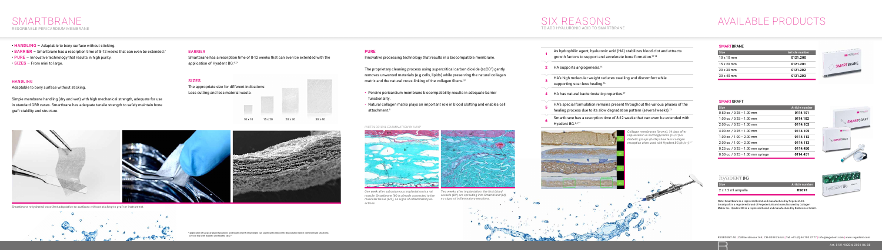# SMARTBRANE

RESORBABLE PERICARDIUM MEMBRANE

- **HANDLING** – Adaptable to bony surface without sticking.
- **BARRIER** – Smartbrane has a resorption time of 8-12 weeks that can even be extended.[7]
- **PURE** – Innovative technology that results in high purity.
- **SIZES** – From mini to large.

### HANDLING

Adaptable to bony surface without sticking.

Simple membrane handling (dry and wet) with high mechanical strength, adequate for use in standard GBR cases. Smartbrane has adequate tensile strength to safely maintain bone graft stability and structure.

### BARRIER

Smartbrane has a resorption time of 8-12 weeks that can even be extended with the application of Hyadent BG.[6,7]*

### SIZES

The appropriate size for different indications: Less cutting and less material waste.

10 x 10 | 15 x 20 | 20 x 30 | 30 x 40

*Smartbrane rehydrated: excellent adaptation to surfaces without sticking to graft or instrument.*

* application of cross-linked hyaluronic acid together with Smartbrane can significantly reduce the degradation rate in compromised situations (in vivo test with diabetic and healthy rats)[6,7]

### PURE

Innovative processing technology that results in a biocompatible membrane.

The proprietary cleaning process using supercritical carbon dioxide (scCO²) gently removes unwanted materials (e.g cells, lipids) while preserving the natural collagen matrix and the natural cross-linking of the collagen fibers.[1,2]

- Porcine pericardium membrane biocompatibility results in adequate barrier functionality.
- Natural collagen matrix plays an important role in blood clotting and enables cell attachment.[5]

HISTOLOGICAL EXAMINATION IN VIVO[4]

*One week after subcutaneous implantation in a rat muscle: Smartbrane (M) is already connected to the muscular tissue (MT), no signs of inflammatory reactions.*

*Two weeks after implantation: the first blood vessels (BV) are sprouting into Smartbrane (M), no signs of inflammatory reactions.*

# SIX REASONS

TO ADD HYALURONIC ACID TO SMARTBRANE

1. As hydrophilic agent, hyaluronic acid (HA) stabilizes blood clot and attracts growth factors to support and accelerate bone formation.[11-14]
2. HA supports angiogenesis.[15]
3. HA's high molecular weight reduces swelling and discomfort while supporting scar-less healing.[16]
4. HA has natural bacteriostatic properties.[17]
5. HA's special formulation remains present throughout the various phases of the healing process due to its slow degradation pattern (several weeks).[13]
6. Smartbrane has a resorption time of 8-12 weeks that can even be extended with Hyadent BG.[6,7]*

*Collagen membranes (brown), 14 days after implantation in normoglycemic (C-/C+) or diabetic groups (D-/D+) show less collagen resorption when used with Hyadent BG (D+/C+)[6,7]*

# AVAILABLE PRODUCTS

### SMARTBRANE

| Size | Article number |
|---|---|
| 10 x 10 mm | 0121.200 |
| 15 x 20 mm | 0121.201 |
| 20 x 30 mm | 0121.202 |
| 30 x 40 mm | 0121.203 |

### SMARTGRAFT

| Size | Article number |
|---|---|
| 0.50 cc / 0.25 – 1.00 mm | 0114.101 |
| 1.00 cc / 0.25 – 1.00 mm | 0114.102 |
| 2.00 cc / 0.25 – 1.00 mm | 0114.103 |
| 4.00 cc / 0.25 – 1.00 mm | 0114.105 |
| 1.00 cc / 1.00 – 2.00 mm | 0114.112 |
| 2.00 cc / 1.00 – 2.00 mm | 0114.113 |
| 0.25 cc / 0.25 – 1.00 mm syringe | 0114.450 |
| 0.50 cc / 0.25 – 1.00 mm syringe | 0114.451 |

### hyaDENT BG

| Size | Article number |
|---|---|
| 2 x 1.2 ml ampulla | BS091 |

Note: Smartbrane is a registered brand and manufactured by Regedent AG. Smartgraft is a registered brand of Regedent AG and manufactured by Collagen Matrix Inc. Hyadent BG is a registered brand and manufactured by Bioscience GmbH.

REGEDENT AG | Zollikerstrasse 144 | CH-8008 Zürich | Tel. +41 (0) 44 700 37 77 | info@regedent.com | www.regedent.com

Art. 8121.902EN, 2021-06-08